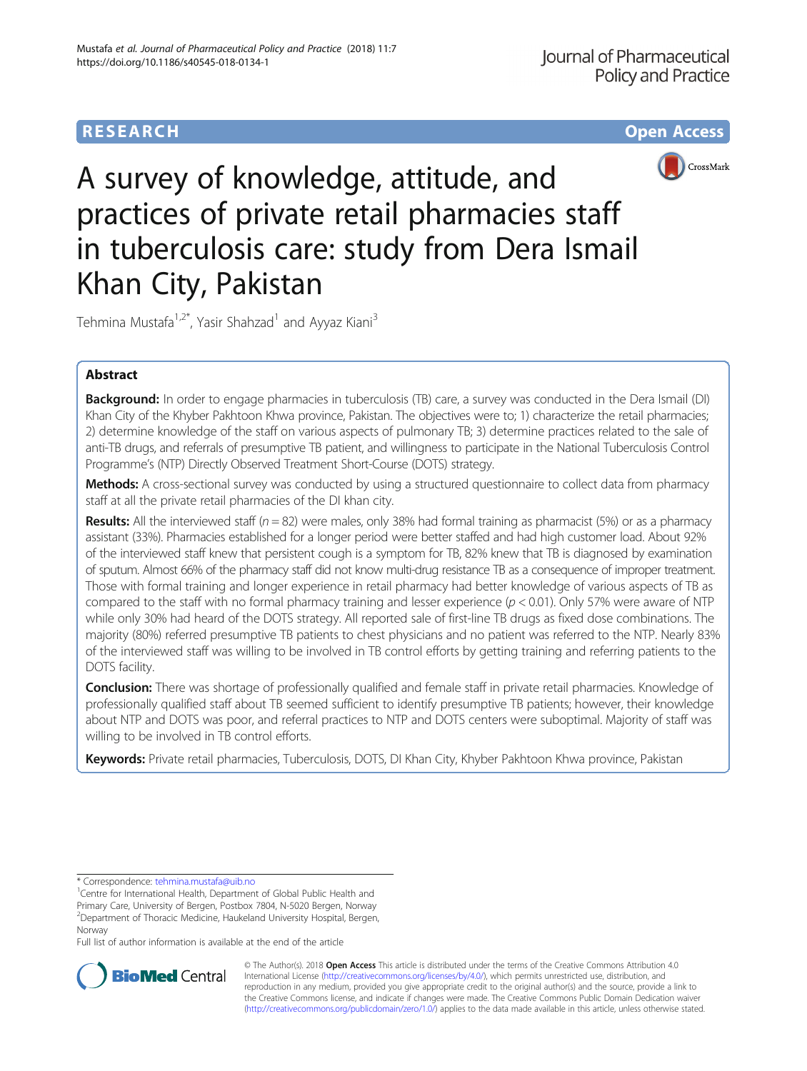**RESEARCH** **Open Access**

# A survey of knowledge, attitude, and practices of private retail pharmacies staff in tuberculosis care: study from Dera Ismail Khan City, Pakistan

Tehmina Mustafa[1,2*], Yasir Shahzad[1] and Ayyaz Kiani[3]

## Abstract

**Background:** In order to engage pharmacies in tuberculosis (TB) care, a survey was conducted in the Dera Ismail (DI) Khan City of the Khyber Pakhtoon Khwa province, Pakistan. The objectives were to; 1) characterize the retail pharmacies; 2) determine knowledge of the staff on various aspects of pulmonary TB; 3) determine practices related to the sale of anti-TB drugs, and referrals of presumptive TB patient, and willingness to participate in the National Tuberculosis Control Programme's (NTP) Directly Observed Treatment Short-Course (DOTS) strategy.

**Methods:** A cross-sectional survey was conducted by using a structured questionnaire to collect data from pharmacy staff at all the private retail pharmacies of the DI khan city.

**Results:** All the interviewed staff ($n = 82$) were males, only 38% had formal training as pharmacist (5%) or as a pharmacy assistant (33%). Pharmacies established for a longer period were better staffed and had high customer load. About 92% of the interviewed staff knew that persistent cough is a symptom for TB, 82% knew that TB is diagnosed by examination of sputum. Almost 66% of the pharmacy staff did not know multi-drug resistance TB as a consequence of improper treatment. Those with formal training and longer experience in retail pharmacy had better knowledge of various aspects of TB as compared to the staff with no formal pharmacy training and lesser experience ($p < 0.01$). Only 57% were aware of NTP while only 30% had heard of the DOTS strategy. All reported sale of first-line TB drugs as fixed dose combinations. The majority (80%) referred presumptive TB patients to chest physicians and no patient was referred to the NTP. Nearly 83% of the interviewed staff was willing to be involved in TB control efforts by getting training and referring patients to the DOTS facility.

**Conclusion:** There was shortage of professionally qualified and female staff in private retail pharmacies. Knowledge of professionally qualified staff about TB seemed sufficient to identify presumptive TB patients; however, their knowledge about NTP and DOTS was poor, and referral practices to NTP and DOTS centers were suboptimal. Majority of staff was willing to be involved in TB control efforts.

**Keywords:** Private retail pharmacies, Tuberculosis, DOTS, DI Khan City, Khyber Pakhtoon Khwa province, Pakistan

---

\* Correspondence: tehmina.mustafa@uib.no

[1]Centre for International Health, Department of Global Public Health and Primary Care, University of Bergen, Postbox 7804, N-5020 Bergen, Norway

[2]Department of Thoracic Medicine, Haukeland University Hospital, Bergen, Norway

Full list of author information is available at the end of the article

© The Author(s). 2018 **Open Access** This article is distributed under the terms of the Creative Commons Attribution 4.0 International License (http://creativecommons.org/licenses/by/4.0/), which permits unrestricted use, distribution, and reproduction in any medium, provided you give appropriate credit to the original author(s) and the source, provide a link to the Creative Commons license, and indicate if changes were made. The Creative Commons Public Domain Dedication waiver (http://creativecommons.org/publicdomain/zero/1.0/) applies to the data made available in this article, unless otherwise stated.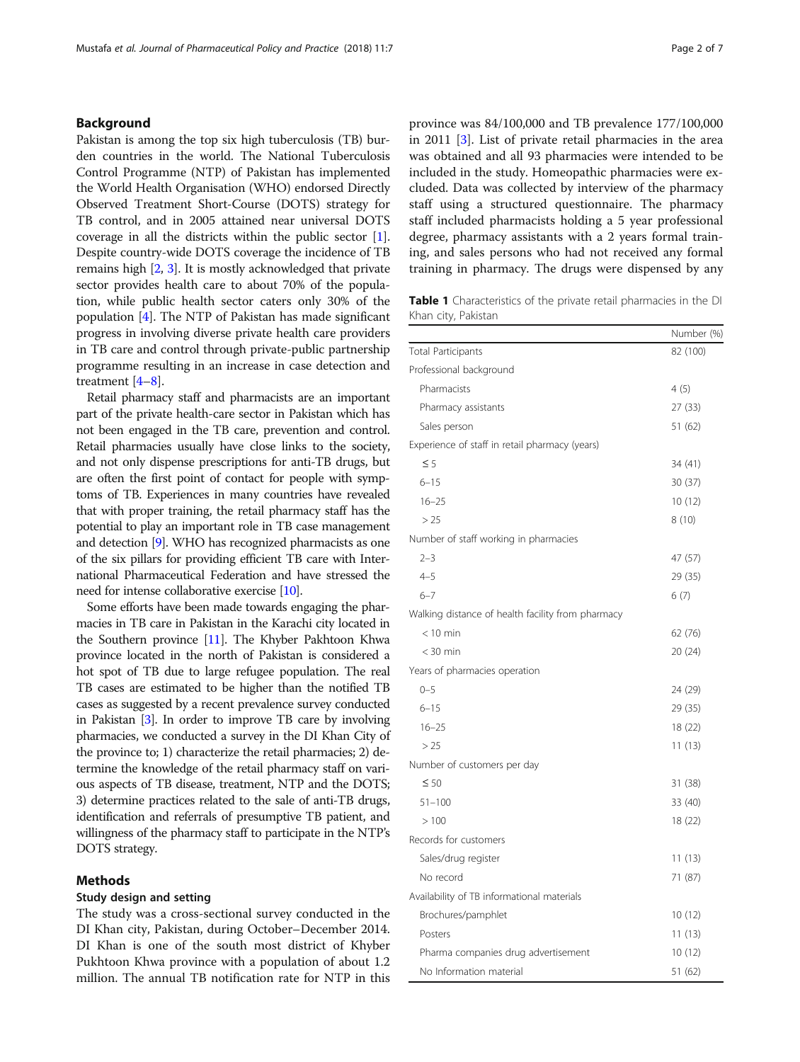## Background

Pakistan is among the top six high tuberculosis (TB) burden countries in the world. The National Tuberculosis Control Programme (NTP) of Pakistan has implemented the World Health Organisation (WHO) endorsed Directly Observed Treatment Short-Course (DOTS) strategy for TB control, and in 2005 attained near universal DOTS coverage in all the districts within the public sector [1]. Despite country-wide DOTS coverage the incidence of TB remains high [2, 3]. It is mostly acknowledged that private sector provides health care to about 70% of the population, while public health sector caters only 30% of the population [4]. The NTP of Pakistan has made significant progress in involving diverse private health care providers in TB care and control through private-public partnership programme resulting in an increase in case detection and treatment [4–8].

Retail pharmacy staff and pharmacists are an important part of the private health-care sector in Pakistan which has not been engaged in the TB care, prevention and control. Retail pharmacies usually have close links to the society, and not only dispense prescriptions for anti-TB drugs, but are often the first point of contact for people with symptoms of TB. Experiences in many countries have revealed that with proper training, the retail pharmacy staff has the potential to play an important role in TB case management and detection [9]. WHO has recognized pharmacists as one of the six pillars for providing efficient TB care with International Pharmaceutical Federation and have stressed the need for intense collaborative exercise [10].

Some efforts have been made towards engaging the pharmacies in TB care in Pakistan in the Karachi city located in the Southern province [11]. The Khyber Pakhtoon Khwa province located in the north of Pakistan is considered a hot spot of TB due to large refugee population. The real TB cases are estimated to be higher than the notified TB cases as suggested by a recent prevalence survey conducted in Pakistan [3]. In order to improve TB care by involving pharmacies, we conducted a survey in the DI Khan City of the province to; 1) characterize the retail pharmacies; 2) determine the knowledge of the retail pharmacy staff on various aspects of TB disease, treatment, NTP and the DOTS; 3) determine practices related to the sale of anti-TB drugs, identification and referrals of presumptive TB patient, and willingness of the pharmacy staff to participate in the NTP's DOTS strategy.

## Methods

### Study design and setting

The study was a cross-sectional survey conducted in the DI Khan city, Pakistan, during October–December 2014. DI Khan is one of the south most district of Khyber Pukhtoon Khwa province with a population of about 1.2 million. The annual TB notification rate for NTP in this province was 84/100,000 and TB prevalence 177/100,000 in 2011 [3]. List of private retail pharmacies in the area was obtained and all 93 pharmacies were intended to be included in the study. Homeopathic pharmacies were excluded. Data was collected by interview of the pharmacy staff using a structured questionnaire. The pharmacy staff included pharmacists holding a 5 year professional degree, pharmacy assistants with a 2 years formal training, and sales persons who had not received any formal training in pharmacy. The drugs were dispensed by any

**Table 1** Characteristics of the private retail pharmacies in the DI Khan city, Pakistan

| | Number (%) |
|---|---|
| Total Participants | 82 (100) |
| Professional background | |
| Pharmacists | 4 (5) |
| Pharmacy assistants | 27 (33) |
| Sales person | 51 (62) |
| Experience of staff in retail pharmacy (years) | |
| ≤ 5 | 34 (41) |
| 6–15 | 30 (37) |
| 16–25 | 10 (12) |
| > 25 | 8 (10) |
| Number of staff working in pharmacies | |
| 2–3 | 47 (57) |
| 4–5 | 29 (35) |
| 6–7 | 6 (7) |
| Walking distance of health facility from pharmacy | |
| < 10 min | 62 (76) |
| < 30 min | 20 (24) |
| Years of pharmacies operation | |
| 0–5 | 24 (29) |
| 6–15 | 29 (35) |
| 16–25 | 18 (22) |
| > 25 | 11 (13) |
| Number of customers per day | |
| ≤ 50 | 31 (38) |
| 51–100 | 33 (40) |
| > 100 | 18 (22) |
| Records for customers | |
| Sales/drug register | 11 (13) |
| No record | 71 (87) |
| Availability of TB informational materials | |
| Brochures/pamphlet | 10 (12) |
| Posters | 11 (13) |
| Pharma companies drug advertisement | 10 (12) |
| No Information material | 51 (62) |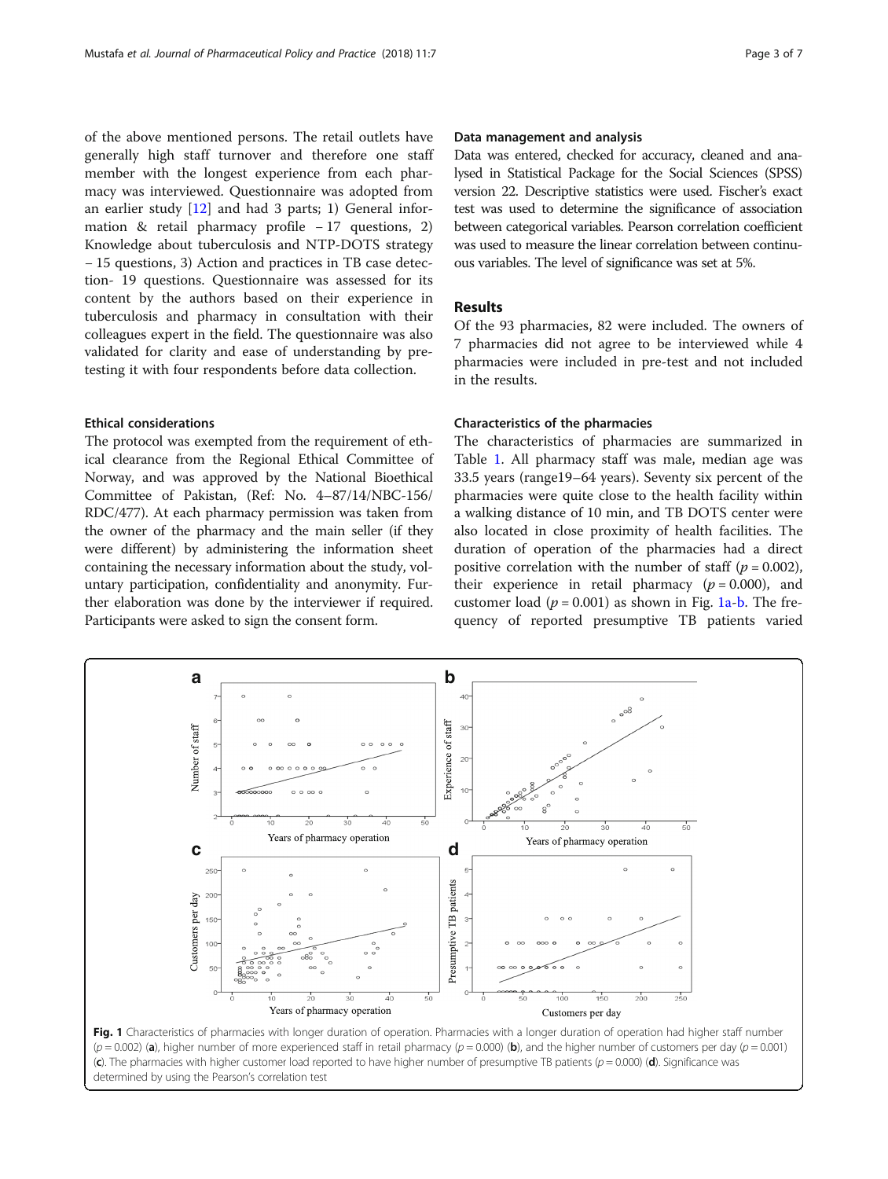of the above mentioned persons. The retail outlets have generally high staff turnover and therefore one staff member with the longest experience from each pharmacy was interviewed. Questionnaire was adopted from an earlier study [12] and had 3 parts; 1) General information & retail pharmacy profile – 17 questions, 2) Knowledge about tuberculosis and NTP-DOTS strategy – 15 questions, 3) Action and practices in TB case detection- 19 questions. Questionnaire was assessed for its content by the authors based on their experience in tuberculosis and pharmacy in consultation with their colleagues expert in the field. The questionnaire was also validated for clarity and ease of understanding by pretesting it with four respondents before data collection.

### Ethical considerations

The protocol was exempted from the requirement of ethical clearance from the Regional Ethical Committee of Norway, and was approved by the National Bioethical Committee of Pakistan, (Ref: No. 4–87/14/NBC-156/RDC/477). At each pharmacy permission was taken from the owner of the pharmacy and the main seller (if they were different) by administering the information sheet containing the necessary information about the study, voluntary participation, confidentiality and anonymity. Further elaboration was done by the interviewer if required. Participants were asked to sign the consent form.

### Data management and analysis

Data was entered, checked for accuracy, cleaned and analysed in Statistical Package for the Social Sciences (SPSS) version 22. Descriptive statistics were used. Fischer's exact test was used to determine the significance of association between categorical variables. Pearson correlation coefficient was used to measure the linear correlation between continuous variables. The level of significance was set at 5%.

## Results

Of the 93 pharmacies, 82 were included. The owners of 7 pharmacies did not agree to be interviewed while 4 pharmacies were included in pre-test and not included in the results.

### Characteristics of the pharmacies

The characteristics of pharmacies are summarized in Table 1. All pharmacy staff was male, median age was 33.5 years (range19–64 years). Seventy six percent of the pharmacies were quite close to the health facility within a walking distance of 10 min, and TB DOTS center were also located in close proximity of health facilities. The duration of operation of the pharmacies had a direct positive correlation with the number of staff ($p = 0.002$), their experience in retail pharmacy ($p = 0.000$), and customer load ($p = 0.001$) as shown in Fig. 1a-b. The frequency of reported presumptive TB patients varied

a
Number of staff
Years of pharmacy operation

b
Experience of staff
Years of pharmacy operation

c
Customers per day
Years of pharmacy operation

d
Presumptive TB patients
Customers per day

**Fig. 1** Characteristics of pharmacies with longer duration of operation. Pharmacies with a longer duration of operation had higher staff number ($p = 0.002$) (**a**), higher number of more experienced staff in retail pharmacy ($p = 0.000$) (**b**), and the higher number of customers per day ($p = 0.001$) (**c**). The pharmacies with higher customer load reported to have higher number of presumptive TB patients ($p = 0.000$) (**d**). Significance was determined by using the Pearson's correlation test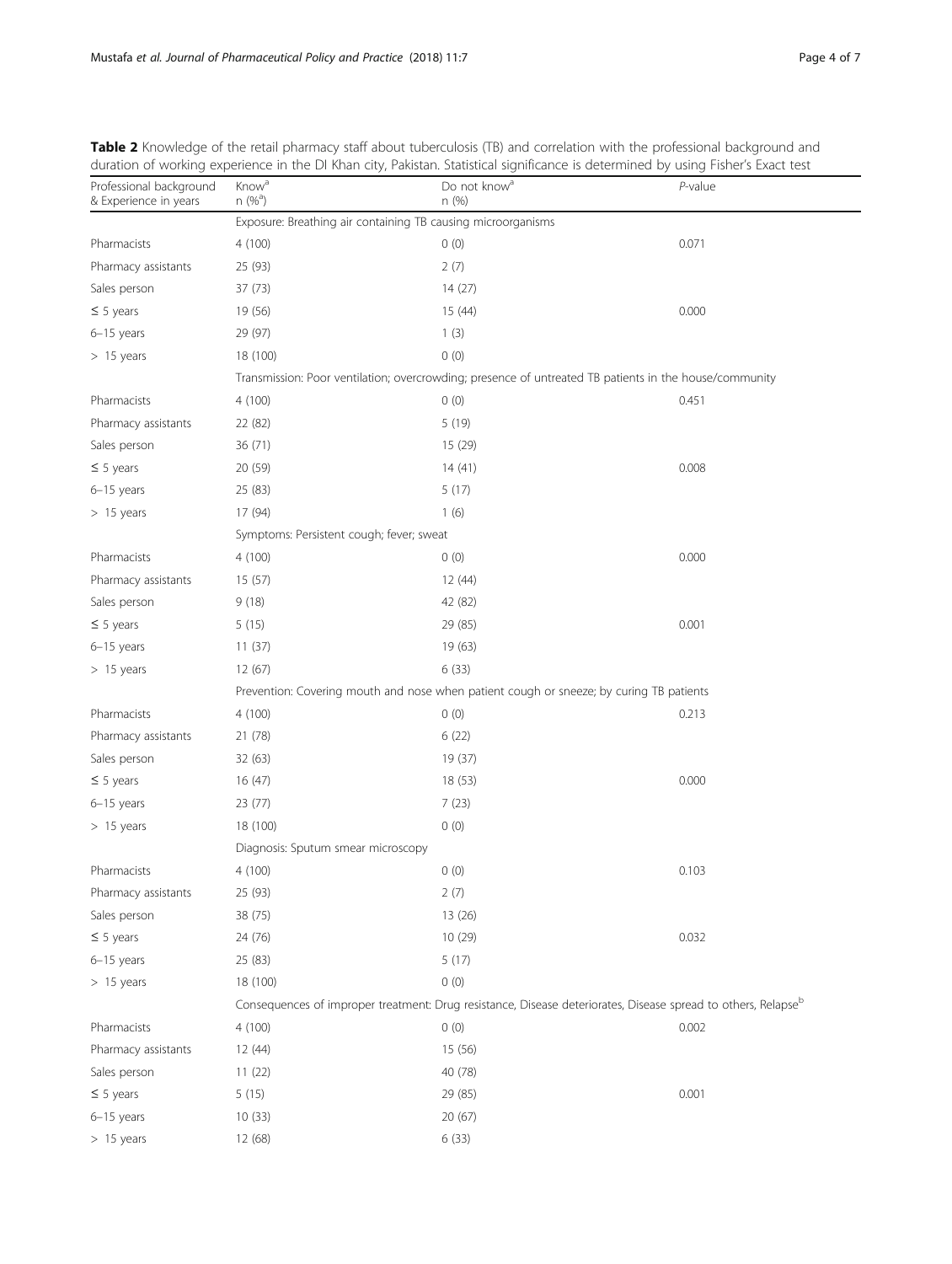**Table 2** Knowledge of the retail pharmacy staff about tuberculosis (TB) and correlation with the professional background and duration of working experience in the DI Khan city, Pakistan. Statistical significance is determined by using Fisher's Exact test

| Professional background & Experience in years | Know[a] n (%[a]) | Do not know[a] n (%) | *P*-value |
|---|---|---|---|
| | Exposure: Breathing air containing TB causing microorganisms | | |
| Pharmacists | 4 (100) | 0 (0) | 0.071 |
| Pharmacy assistants | 25 (93) | 2 (7) | |
| Sales person | 37 (73) | 14 (27) | |
| ≤ 5 years | 19 (56) | 15 (44) | 0.000 |
| 6–15 years | 29 (97) | 1 (3) | |
| > 15 years | 18 (100) | 0 (0) | |
| | Transmission: Poor ventilation; overcrowding; presence of untreated TB patients in the house/community | | |
| Pharmacists | 4 (100) | 0 (0) | 0.451 |
| Pharmacy assistants | 22 (82) | 5 (19) | |
| Sales person | 36 (71) | 15 (29) | |
| ≤ 5 years | 20 (59) | 14 (41) | 0.008 |
| 6–15 years | 25 (83) | 5 (17) | |
| > 15 years | 17 (94) | 1 (6) | |
| | Symptoms: Persistent cough; fever; sweat | | |
| Pharmacists | 4 (100) | 0 (0) | 0.000 |
| Pharmacy assistants | 15 (57) | 12 (44) | |
| Sales person | 9 (18) | 42 (82) | |
| ≤ 5 years | 5 (15) | 29 (85) | 0.001 |
| 6–15 years | 11 (37) | 19 (63) | |
| > 15 years | 12 (67) | 6 (33) | |
| | Prevention: Covering mouth and nose when patient cough or sneeze; by curing TB patients | | |
| Pharmacists | 4 (100) | 0 (0) | 0.213 |
| Pharmacy assistants | 21 (78) | 6 (22) | |
| Sales person | 32 (63) | 19 (37) | |
| ≤ 5 years | 16 (47) | 18 (53) | 0.000 |
| 6–15 years | 23 (77) | 7 (23) | |
| > 15 years | 18 (100) | 0 (0) | |
| | Diagnosis: Sputum smear microscopy | | |
| Pharmacists | 4 (100) | 0 (0) | 0.103 |
| Pharmacy assistants | 25 (93) | 2 (7) | |
| Sales person | 38 (75) | 13 (26) | |
| ≤ 5 years | 24 (76) | 10 (29) | 0.032 |
| 6–15 years | 25 (83) | 5 (17) | |
| > 15 years | 18 (100) | 0 (0) | |
| | Consequences of improper treatment: Drug resistance, Disease deteriorates, Disease spread to others, Relapse[b] | | |
| Pharmacists | 4 (100) | 0 (0) | 0.002 |
| Pharmacy assistants | 12 (44) | 15 (56) | |
| Sales person | 11 (22) | 40 (78) | |
| ≤ 5 years | 5 (15) | 29 (85) | 0.001 |
| 6–15 years | 10 (33) | 20 (67) | |
| > 15 years | 12 (68) | 6 (33) | |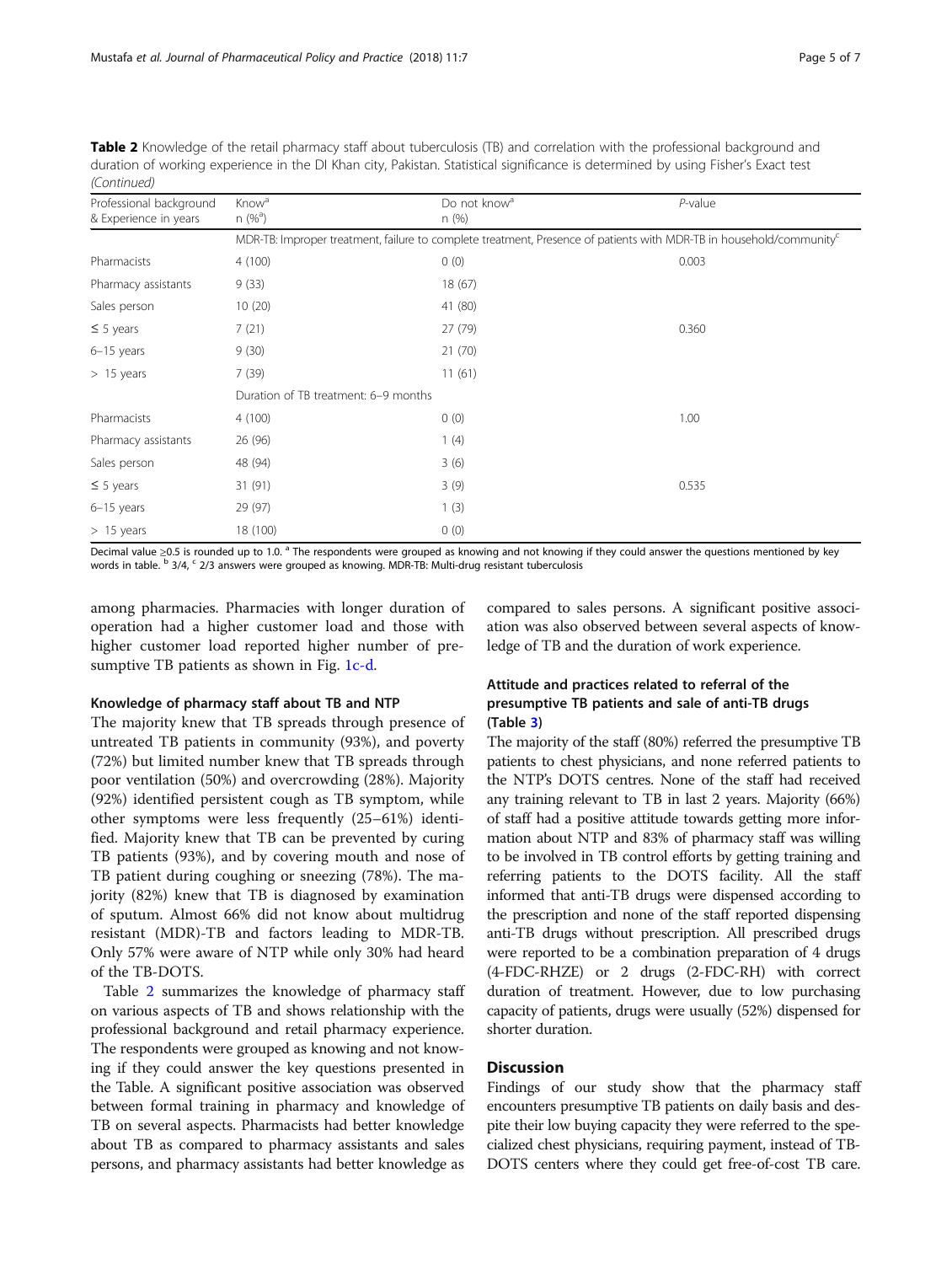**Table 2** Knowledge of the retail pharmacy staff about tuberculosis (TB) and correlation with the professional background and duration of working experience in the DI Khan city, Pakistan. Statistical significance is determined by using Fisher's Exact test *(Continued)*

| Professional background & Experience in years | Know[a] n (%[a]) | Do not know[a] n (%) | *P*-value |
|---|---|---|---|
| | MDR-TB: Improper treatment, failure to complete treatment, Presence of patients with MDR-TB in household/community[c] | | |
| Pharmacists | 4 (100) | 0 (0) | 0.003 |
| Pharmacy assistants | 9 (33) | 18 (67) | |
| Sales person | 10 (20) | 41 (80) | |
| ≤ 5 years | 7 (21) | 27 (79) | 0.360 |
| 6–15 years | 9 (30) | 21 (70) | |
| > 15 years | 7 (39) | 11 (61) | |
| | Duration of TB treatment: 6–9 months | | |
| Pharmacists | 4 (100) | 0 (0) | 1.00 |
| Pharmacy assistants | 26 (96) | 1 (4) | |
| Sales person | 48 (94) | 3 (6) | |
| ≤ 5 years | 31 (91) | 3 (9) | 0.535 |
| 6–15 years | 29 (97) | 1 (3) | |
| > 15 years | 18 (100) | 0 (0) | |

Decimal value ≥0.5 is rounded up to 1.0. [a] The respondents were grouped as knowing and not knowing if they could answer the questions mentioned by key words in table. [b] 3/4, [c] 2/3 answers were grouped as knowing. MDR-TB: Multi-drug resistant tuberculosis

among pharmacies. Pharmacies with longer duration of operation had a higher customer load and those with higher customer load reported higher number of presumptive TB patients as shown in Fig. 1c-d.

#### Knowledge of pharmacy staff about TB and NTP

The majority knew that TB spreads through presence of untreated TB patients in community (93%), and poverty (72%) but limited number knew that TB spreads through poor ventilation (50%) and overcrowding (28%). Majority (92%) identified persistent cough as TB symptom, while other symptoms were less frequently (25–61%) identified. Majority knew that TB can be prevented by curing TB patients (93%), and by covering mouth and nose of TB patient during coughing or sneezing (78%). The majority (82%) knew that TB is diagnosed by examination of sputum. Almost 66% did not know about multidrug resistant (MDR)-TB and factors leading to MDR-TB. Only 57% were aware of NTP while only 30% had heard of the TB-DOTS.

Table 2 summarizes the knowledge of pharmacy staff on various aspects of TB and shows relationship with the professional background and retail pharmacy experience. The respondents were grouped as knowing and not knowing if they could answer the key questions presented in the Table. A significant positive association was observed between formal training in pharmacy and knowledge of TB on several aspects. Pharmacists had better knowledge about TB as compared to pharmacy assistants and sales persons, and pharmacy assistants had better knowledge as compared to sales persons. A significant positive association was also observed between several aspects of knowledge of TB and the duration of work experience.

#### Attitude and practices related to referral of the presumptive TB patients and sale of anti-TB drugs (Table 3)

The majority of the staff (80%) referred the presumptive TB patients to chest physicians, and none referred patients to the NTP's DOTS centres. None of the staff had received any training relevant to TB in last 2 years. Majority (66%) of staff had a positive attitude towards getting more information about NTP and 83% of pharmacy staff was willing to be involved in TB control efforts by getting training and referring patients to the DOTS facility. All the staff informed that anti-TB drugs were dispensed according to the prescription and none of the staff reported dispensing anti-TB drugs without prescription. All prescribed drugs were reported to be a combination preparation of 4 drugs (4-FDC-RHZE) or 2 drugs (2-FDC-RH) with correct duration of treatment. However, due to low purchasing capacity of patients, drugs were usually (52%) dispensed for shorter duration.

## Discussion

Findings of our study show that the pharmacy staff encounters presumptive TB patients on daily basis and despite their low buying capacity they were referred to the specialized chest physicians, requiring payment, instead of TB-DOTS centers where they could get free-of-cost TB care.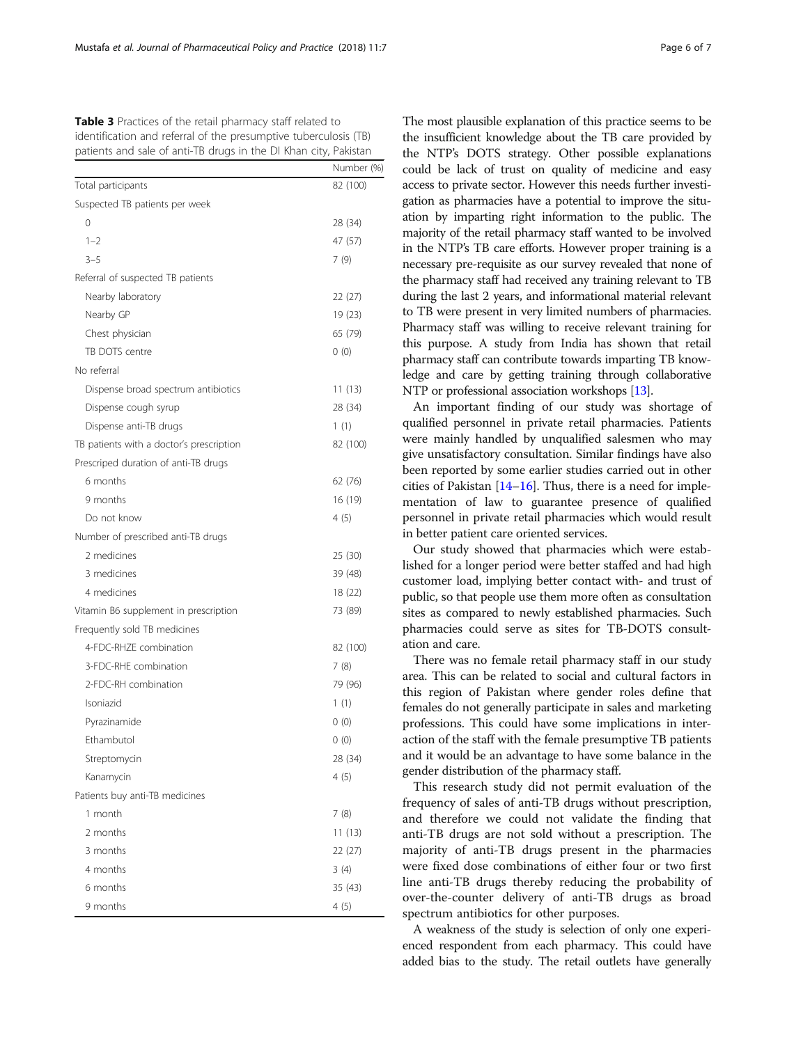**Table 3** Practices of the retail pharmacy staff related to identification and referral of the presumptive tuberculosis (TB) patients and sale of anti-TB drugs in the DI Khan city, Pakistan

| | Number (%) |
|---|---|
| Total participants | 82 (100) |
| Suspected TB patients per week | |
| 0 | 28 (34) |
| 1–2 | 47 (57) |
| 3–5 | 7 (9) |
| Referral of suspected TB patients | |
| Nearby laboratory | 22 (27) |
| Nearby GP | 19 (23) |
| Chest physician | 65 (79) |
| TB DOTS centre | 0 (0) |
| No referral | |
| Dispense broad spectrum antibiotics | 11 (13) |
| Dispense cough syrup | 28 (34) |
| Dispense anti-TB drugs | 1 (1) |
| TB patients with a doctor's prescription | 82 (100) |
| Prescriped duration of anti-TB drugs | |
| 6 months | 62 (76) |
| 9 months | 16 (19) |
| Do not know | 4 (5) |
| Number of prescribed anti-TB drugs | |
| 2 medicines | 25 (30) |
| 3 medicines | 39 (48) |
| 4 medicines | 18 (22) |
| Vitamin B6 supplement in prescription | 73 (89) |
| Frequently sold TB medicines | |
| 4-FDC-RHZE combination | 82 (100) |
| 3-FDC-RHE combination | 7 (8) |
| 2-FDC-RH combination | 79 (96) |
| Isoniazid | 1 (1) |
| Pyrazinamide | 0 (0) |
| Ethambutol | 0 (0) |
| Streptomycin | 28 (34) |
| Kanamycin | 4 (5) |
| Patients buy anti-TB medicines | |
| 1 month | 7 (8) |
| 2 months | 11 (13) |
| 3 months | 22 (27) |
| 4 months | 3 (4) |
| 6 months | 35 (43) |
| 9 months | 4 (5) |

The most plausible explanation of this practice seems to be the insufficient knowledge about the TB care provided by the NTP's DOTS strategy. Other possible explanations could be lack of trust on quality of medicine and easy access to private sector. However this needs further investigation as pharmacies have a potential to improve the situation by imparting right information to the public. The majority of the retail pharmacy staff wanted to be involved in the NTP's TB care efforts. However proper training is a necessary pre-requisite as our survey revealed that none of the pharmacy staff had received any training relevant to TB during the last 2 years, and informational material relevant to TB were present in very limited numbers of pharmacies. Pharmacy staff was willing to receive relevant training for this purpose. A study from India has shown that retail pharmacy staff can contribute towards imparting TB knowledge and care by getting training through collaborative NTP or professional association workshops [13].

An important finding of our study was shortage of qualified personnel in private retail pharmacies. Patients were mainly handled by unqualified salesmen who may give unsatisfactory consultation. Similar findings have also been reported by some earlier studies carried out in other cities of Pakistan [14–16]. Thus, there is a need for implementation of law to guarantee presence of qualified personnel in private retail pharmacies which would result in better patient care oriented services.

Our study showed that pharmacies which were established for a longer period were better staffed and had high customer load, implying better contact with- and trust of public, so that people use them more often as consultation sites as compared to newly established pharmacies. Such pharmacies could serve as sites for TB-DOTS consultation and care.

There was no female retail pharmacy staff in our study area. This can be related to social and cultural factors in this region of Pakistan where gender roles define that females do not generally participate in sales and marketing professions. This could have some implications in interaction of the staff with the female presumptive TB patients and it would be an advantage to have some balance in the gender distribution of the pharmacy staff.

This research study did not permit evaluation of the frequency of sales of anti-TB drugs without prescription, and therefore we could not validate the finding that anti-TB drugs are not sold without a prescription. The majority of anti-TB drugs present in the pharmacies were fixed dose combinations of either four or two first line anti-TB drugs thereby reducing the probability of over-the-counter delivery of anti-TB drugs as broad spectrum antibiotics for other purposes.

A weakness of the study is selection of only one experienced respondent from each pharmacy. This could have added bias to the study. The retail outlets have generally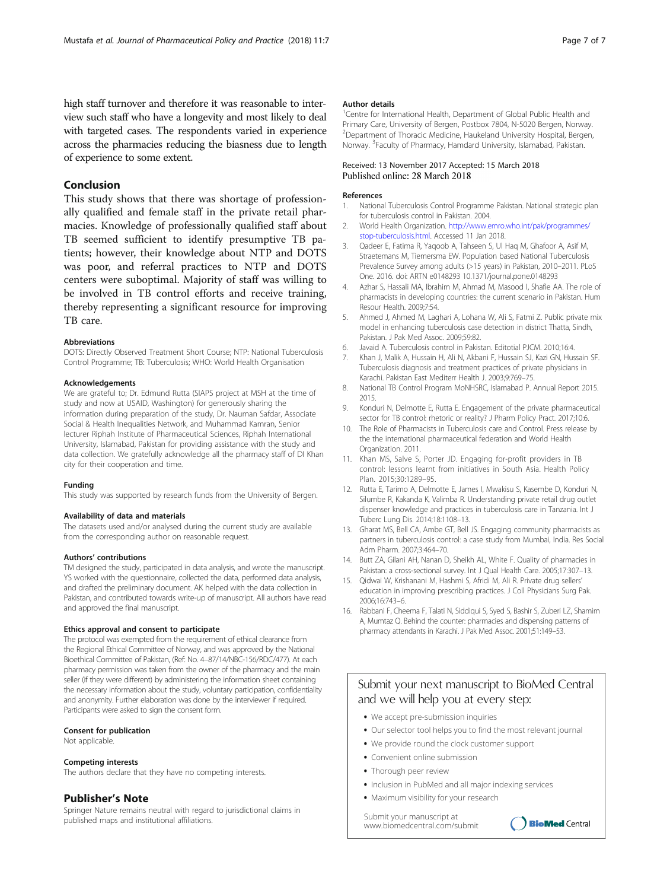high staff turnover and therefore it was reasonable to interview such staff who have a longevity and most likely to deal with targeted cases. The respondents varied in experience across the pharmacies reducing the biasness due to length of experience to some extent.

## Conclusion

This study shows that there was shortage of professionally qualified and female staff in the private retail pharmacies. Knowledge of professionally qualified staff about TB seemed sufficient to identify presumptive TB patients; however, their knowledge about NTP and DOTS was poor, and referral practices to NTP and DOTS centers were suboptimal. Majority of staff was willing to be involved in TB control efforts and receive training, thereby representing a significant resource for improving TB care.

#### Abbreviations

DOTS: Directly Observed Treatment Short Course; NTP: National Tuberculosis Control Programme; TB: Tuberculosis; WHO: World Health Organisation

#### Acknowledgements

We are grateful to; Dr. Edmund Rutta (SIAPS project at MSH at the time of study and now at USAID, Washington) for generously sharing the information during preparation of the study, Dr. Nauman Safdar, Associate Social & Health Inequalities Network, and Muhammad Kamran, Senior lecturer Riphah Institute of Pharmaceutical Sciences, Riphah International University, Islamabad, Pakistan for providing assistance with the study and data collection. We gratefully acknowledge all the pharmacy staff of DI Khan city for their cooperation and time.

#### Funding

This study was supported by research funds from the University of Bergen.

#### Availability of data and materials

The datasets used and/or analysed during the current study are available from the corresponding author on reasonable request.

#### Authors' contributions

TM designed the study, participated in data analysis, and wrote the manuscript. YS worked with the questionnaire, collected the data, performed data analysis, and drafted the preliminary document. AK helped with the data collection in Pakistan, and contributed towards write-up of manuscript. All authors have read and approved the final manuscript.

#### Ethics approval and consent to participate

The protocol was exempted from the requirement of ethical clearance from the Regional Ethical Committee of Norway, and was approved by the National Bioethical Committee of Pakistan, (Ref: No. 4–87/14/NBC-156/RDC/477). At each pharmacy permission was taken from the owner of the pharmacy and the main seller (if they were different) by administering the information sheet containing the necessary information about the study, voluntary participation, confidentiality and anonymity. Further elaboration was done by the interviewer if required. Participants were asked to sign the consent form.

#### Consent for publication

Not applicable.

#### Competing interests

The authors declare that they have no competing interests.

## Publisher's Note

Springer Nature remains neutral with regard to jurisdictional claims in published maps and institutional affiliations.

#### Author details

[1]Centre for International Health, Department of Global Public Health and Primary Care, University of Bergen, Postbox 7804, N-5020 Bergen, Norway. [2]Department of Thoracic Medicine, Haukeland University Hospital, Bergen, Norway. [3]Faculty of Pharmacy, Hamdard University, Islamabad, Pakistan.

Received: 13 November 2017 Accepted: 15 March 2018
Published online: 28 March 2018

#### References

1. National Tuberculosis Control Programme Pakistan. National strategic plan for tuberculosis control in Pakistan. 2004.
2. World Health Organization. http://www.emro.who.int/pak/programmes/stop-tuberculosis.html. Accessed 11 Jan 2018.
3. Qadeer E, Fatima R, Yaqoob A, Tahseen S, Ul Haq M, Ghafoor A, Asif M, Straetemans M, Tiemersma EW. Population based National Tuberculosis Prevalence Survey among adults (>15 years) in Pakistan, 2010–2011. PLoS One. 2016. doi: ARTN e0148293 10.1371/journal.pone.0148293
4. Azhar S, Hassali MA, Ibrahim M, Ahmad M, Masood I, Shafie AA. The role of pharmacists in developing countries: the current scenario in Pakistan. Hum Resour Health. 2009;7:54.
5. Ahmed J, Ahmed M, Laghari A, Lohana W, Ali S, Fatmi Z. Public private mix model in enhancing tuberculosis case detection in district Thatta, Sindh, Pakistan. J Pak Med Assoc. 2009;59:82.
6. Javaid A. Tuberculosis control in Pakistan. Editotial PJCM. 2010;16:4.
7. Khan J, Malik A, Hussain H, Ali N, Akbani F, Hussain SJ, Kazi GN, Hussain SF. Tuberculosis diagnosis and treatment practices of private physicians in Karachi. Pakistan East Mediterr Health J. 2003;9:769–75.
8. National TB Control Program MoNHSRC, Islamabad P. Annual Report 2015. 2015.
9. Konduri N, Delmotte E, Rutta E. Engagement of the private pharmaceutical sector for TB control: rhetoric or reality? J Pharm Policy Pract. 2017;10:6.
10. The Role of Pharmacists in Tuberculosis care and Control. Press release by the the international pharmaceutical federation and World Health Organization. 2011.
11. Khan MS, Salve S, Porter JD. Engaging for-profit providers in TB control: lessons learnt from initiatives in South Asia. Health Policy Plan. 2015;30:1289–95.
12. Rutta E, Tarimo A, Delmotte E, James I, Mwakisu S, Kasembe D, Konduri N, Silumbe R, Kakanda K, Valimba R. Understanding private retail drug outlet dispenser knowledge and practices in tuberculosis care in Tanzania. Int J Tuberc Lung Dis. 2014;18:1108–13.
13. Gharat MS, Bell CA, Ambe GT, Bell JS. Engaging community pharmacists as partners in tuberculosis control: a case study from Mumbai, India. Res Social Adm Pharm. 2007;3:464–70.
14. Butt ZA, Gilani AH, Nanan D, Sheikh AL, White F. Quality of pharmacies in Pakistan: a cross-sectional survey. Int J Qual Health Care. 2005;17:307–13.
15. Qidwai W, Krishanani M, Hashmi S, Afridi M, Ali R. Private drug sellers' education in improving prescribing practices. J Coll Physicians Surg Pak. 2006;16:743–6.
16. Rabbani F, Cheema F, Talati N, Siddiqui S, Syed S, Bashir S, Zuberi LZ, Shamim A, Mumtaz Q. Behind the counter: pharmacies and dispensing patterns of pharmacy attendants in Karachi. J Pak Med Assoc. 2001;51:149–53.

Submit your next manuscript to BioMed Central and we will help you at every step:

- We accept pre-submission inquiries
- Our selector tool helps you to find the most relevant journal
- We provide round the clock customer support
- Convenient online submission
- Thorough peer review
- Inclusion in PubMed and all major indexing services
- Maximum visibility for your research

Submit your manuscript at www.biomedcentral.com/submit